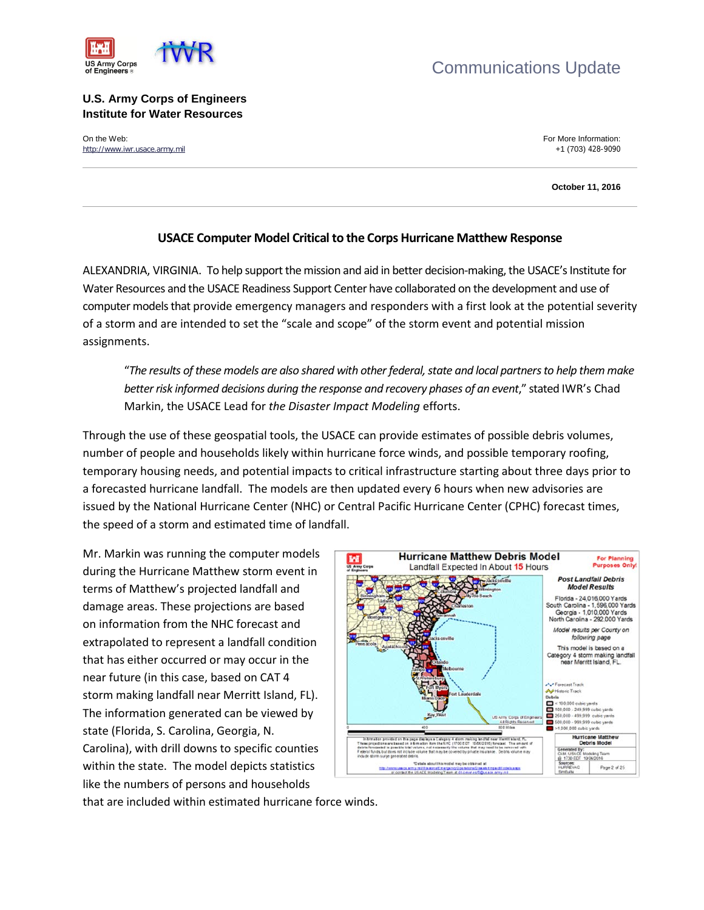US Army Corps of Engineers

IWR

Communications Update

**U.S. Army Corps of Engineers**
**Institute for Water Resources**

On the Web:
http://www.iwr.usace.army.mil

For More Information:
+1 (703) 428-9090

**October 11, 2016**

## USACE Computer Model Critical to the Corps Hurricane Matthew Response

ALEXANDRIA, VIRGINIA. To help support the mission and aid in better decision-making, the USACE's Institute for Water Resources and the USACE Readiness Support Center have collaborated on the development and use of computer models that provide emergency managers and responders with a first look at the potential severity of a storm and are intended to set the "scale and scope" of the storm event and potential mission assignments.

> "*The results of these models are also shared with other federal, state and local partners to help them make better risk informed decisions during the response and recovery phases of an event*," stated IWR's Chad Markin, the USACE Lead for *the Disaster Impact Modeling* efforts.

Through the use of these geospatial tools, the USACE can provide estimates of possible debris volumes, number of people and households likely within hurricane force winds, and possible temporary roofing, temporary housing needs, and potential impacts to critical infrastructure starting about three days prior to a forecasted hurricane landfall. The models are then updated every 6 hours when new advisories are issued by the National Hurricane Center (NHC) or Central Pacific Hurricane Center (CPHC) forecast times, the speed of a storm and estimated time of landfall.

Mr. Markin was running the computer models during the Hurricane Matthew storm event in terms of Matthew's projected landfall and damage areas. These projections are based on information from the NHC forecast and extrapolated to represent a landfall condition that has either occurred or may occur in the near future (in this case, based on CAT 4 storm making landfall near Merritt Island, FL). The information generated can be viewed by state (Florida, S. Carolina, Georgia, N. Carolina), with drill downs to specific counties within the state. The model depicts statistics like the numbers of persons and households that are included within estimated hurricane force winds.

**Hurricane Matthew Debris Model**
Landfall Expected In About 15 Hours

For Planning Purposes Only!

*Post Landfall Debris Model Results*

Florida - 24,016,000 Yards
South Carolina - 1,596,000 Yards
Georgia - 1,010,000 Yards
North Carolina - 292,000 Yards

*Model results per County on following page*

This model is based on a Category 4 storm making landfall near Merritt Island, FL.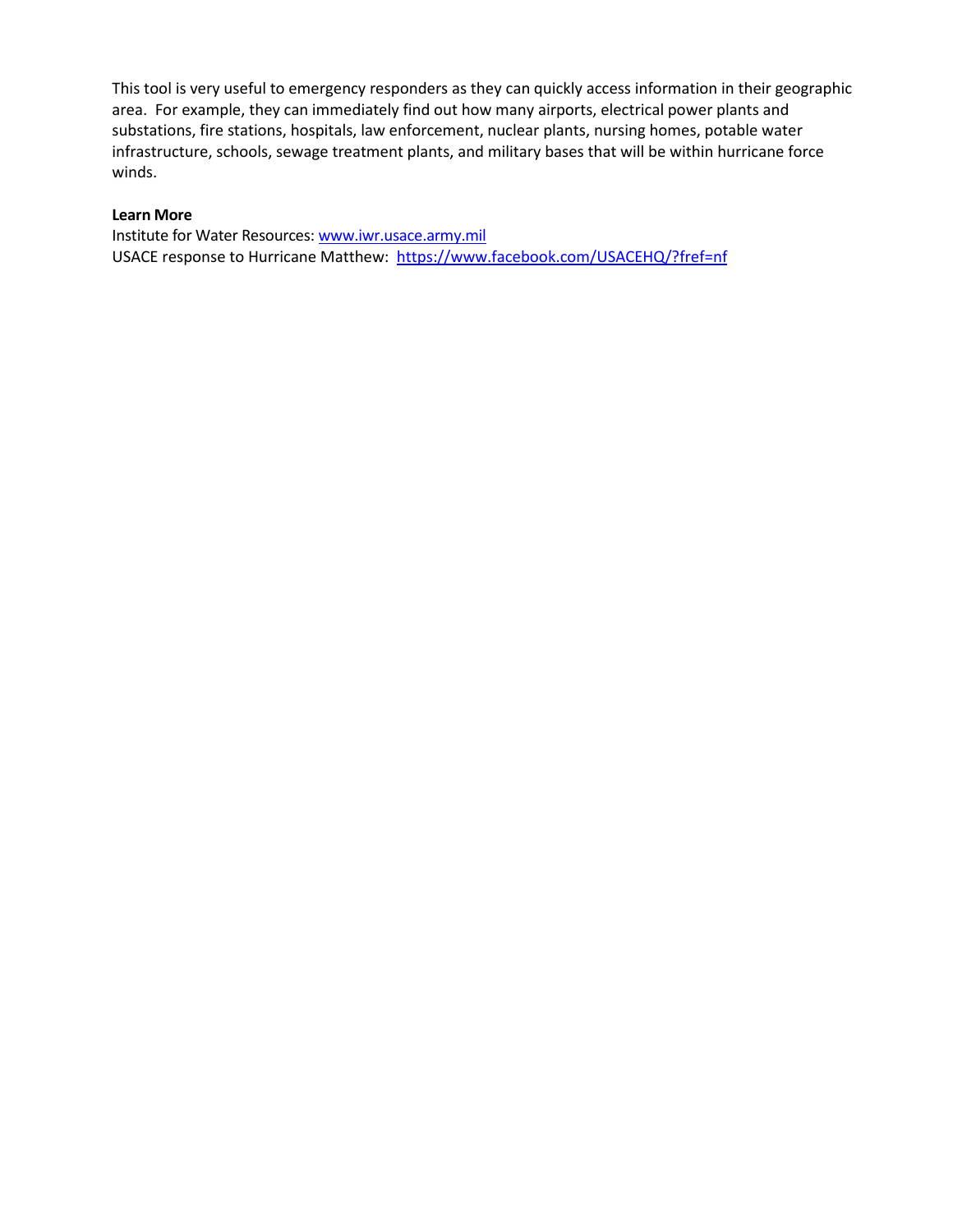This tool is very useful to emergency responders as they can quickly access information in their geographic area. For example, they can immediately find out how many airports, electrical power plants and substations, fire stations, hospitals, law enforcement, nuclear plants, nursing homes, potable water infrastructure, schools, sewage treatment plants, and military bases that will be within hurricane force winds.

**Learn More**

Institute for Water Resources: [www.iwr.usace.army.mil](http://www.iwr.usace.army.mil)
USACE response to Hurricane Matthew: [https://www.facebook.com/USACEHQ/?fref=nf](https://www.facebook.com/USACEHQ/?fref=nf)